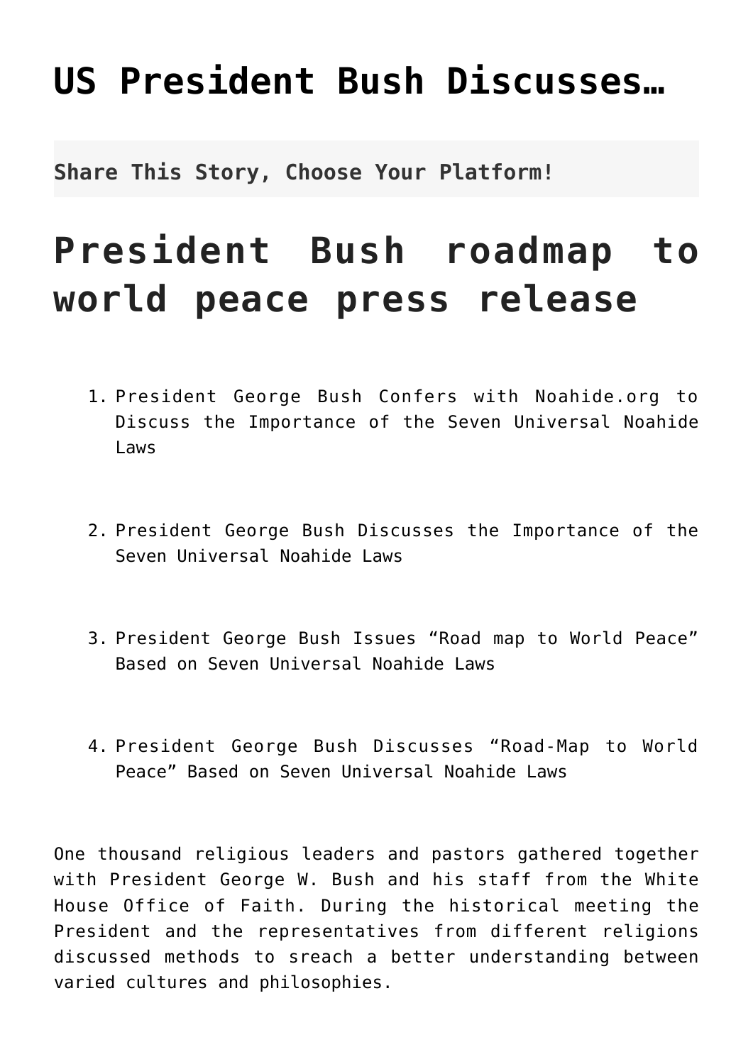# US President Bush Discusses…

**Share This Story, Choose Your Platform!**

# President Bush roadmap to world peace press release

1. President George Bush Confers with Noahide.org to Discuss the Importance of the Seven Universal Noahide Laws

2. President George Bush Discusses the Importance of the Seven Universal Noahide Laws

3. President George Bush Issues "Road map to World Peace" Based on Seven Universal Noahide Laws

4. President George Bush Discusses "Road-Map to World Peace" Based on Seven Universal Noahide Laws

One thousand religious leaders and pastors gathered together with President George W. Bush and his staff from the White House Office of Faith. During the historical meeting the President and the representatives from different religions discussed methods to sreach a better understanding between varied cultures and philosophies.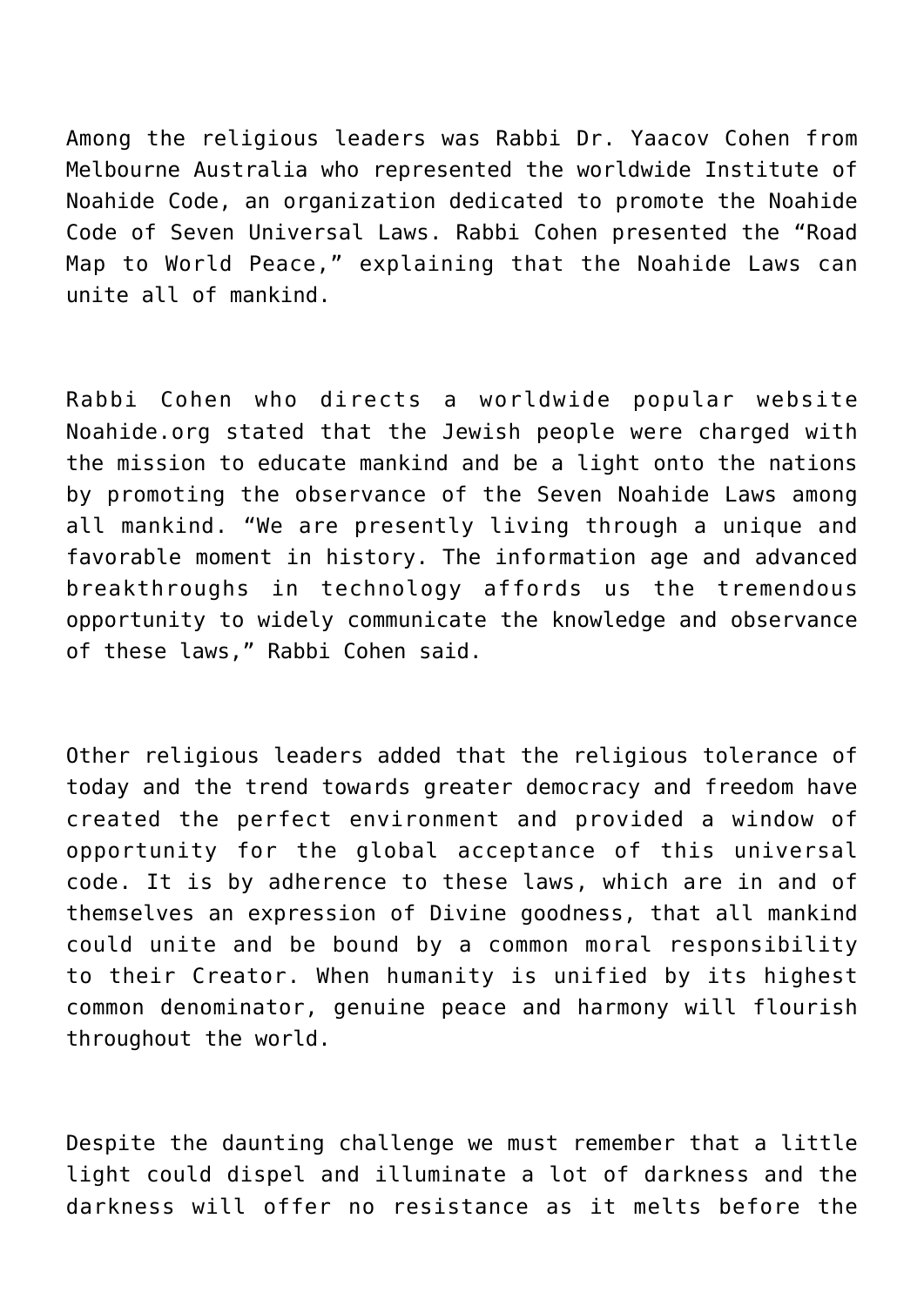Among the religious leaders was Rabbi Dr. Yaacov Cohen from Melbourne Australia who represented the worldwide Institute of Noahide Code, an organization dedicated to promote the Noahide Code of Seven Universal Laws. Rabbi Cohen presented the "Road Map to World Peace," explaining that the Noahide Laws can unite all of mankind.

Rabbi Cohen who directs a worldwide popular website Noahide.org stated that the Jewish people were charged with the mission to educate mankind and be a light onto the nations by promoting the observance of the Seven Noahide Laws among all mankind. "We are presently living through a unique and favorable moment in history. The information age and advanced breakthroughs in technology affords us the tremendous opportunity to widely communicate the knowledge and observance of these laws," Rabbi Cohen said.

Other religious leaders added that the religious tolerance of today and the trend towards greater democracy and freedom have created the perfect environment and provided a window of opportunity for the global acceptance of this universal code. It is by adherence to these laws, which are in and of themselves an expression of Divine goodness, that all mankind could unite and be bound by a common moral responsibility to their Creator. When humanity is unified by its highest common denominator, genuine peace and harmony will flourish throughout the world.

Despite the daunting challenge we must remember that a little light could dispel and illuminate a lot of darkness and the darkness will offer no resistance as it melts before the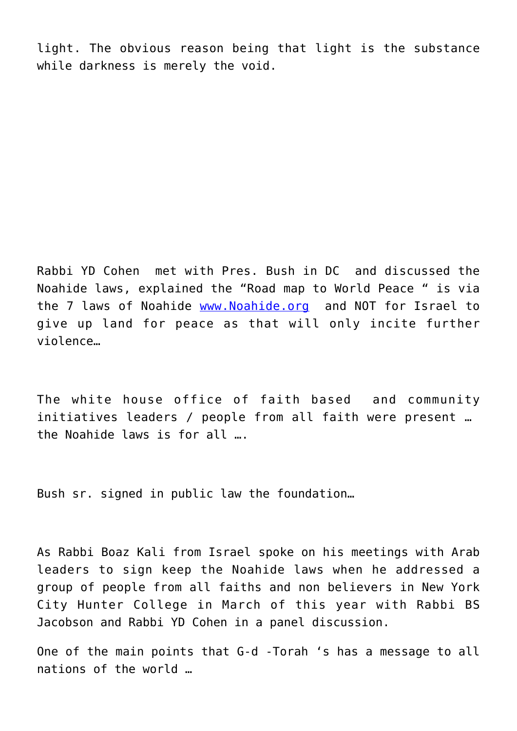light. The obvious reason being that light is the substance while darkness is merely the void.

Rabbi YD Cohen met with Pres. Bush in DC and discussed the Noahide laws, explained the "Road map to World Peace " is via the 7 laws of Noahide [www.Noahide.org](http://www.Noahide.org) and NOT for Israel to give up land for peace as that will only incite further violence…

The white house office of faith based and community initiatives leaders / people from all faith were present … the Noahide laws is for all ….

Bush sr. signed in public law the foundation…

As Rabbi Boaz Kali from Israel spoke on his meetings with Arab leaders to sign keep the Noahide laws when he addressed a group of people from all faiths and non believers in New York City Hunter College in March of this year with Rabbi BS Jacobson and Rabbi YD Cohen in a panel discussion.

One of the main points that G-d -Torah 's has a message to all nations of the world …